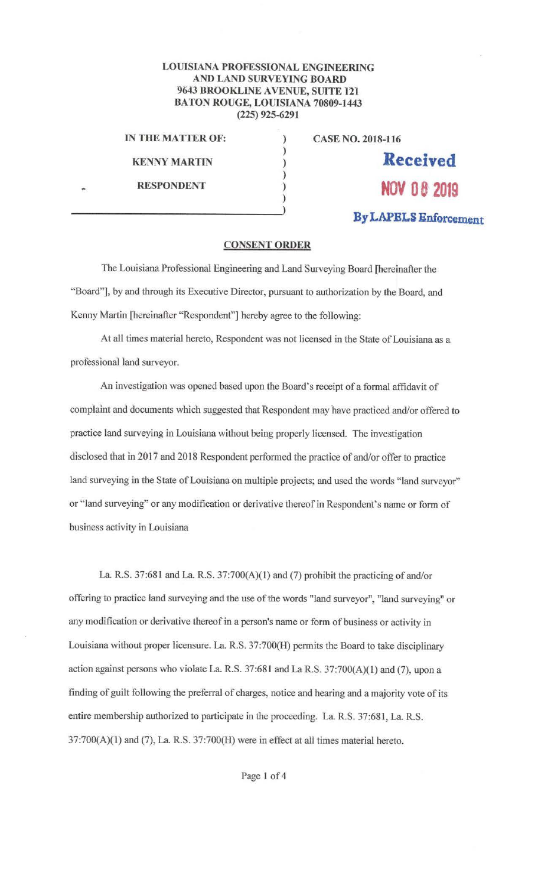**LOUISIANA PROFESSIONAL ENGINEERING AND LAND SURVEYING BOARD**
**9643 BROOKLINE AVENUE, SUITE 121**
**BATON ROUGE, LOUISIANA 70809-1443**
**(225) 925-6291**

| | | |
|---|---|---|
| **IN THE MATTER OF:** | ) | **CASE NO. 2018-116** |
| | ) | |
| **KENNY MARTIN** | ) | **Received** |
| | ) | |
| **RESPONDENT** | ) | **NOV 08 2019** |
| | ) | |
| | ) | **By LAPELS Enforcement** |

## CONSENT ORDER

The Louisiana Professional Engineering and Land Surveying Board [hereinafter the "Board"], by and through its Executive Director, pursuant to authorization by the Board, and Kenny Martin [hereinafter "Respondent"] hereby agree to the following:

At all times material hereto, Respondent was not licensed in the State of Louisiana as a professional land surveyor.

An investigation was opened based upon the Board's receipt of a formal affidavit of complaint and documents which suggested that Respondent may have practiced and/or offered to practice land surveying in Louisiana without being properly licensed. The investigation disclosed that in 2017 and 2018 Respondent performed the practice of and/or offer to practice land surveying in the State of Louisiana on multiple projects; and used the words "land surveyor" or "land surveying" or any modification or derivative thereof in Respondent's name or form of business activity in Louisiana

La. R.S. 37:681 and La. R.S. 37:700(A)(1) and (7) prohibit the practicing of and/or offering to practice land surveying and the use of the words "land surveyor", "land surveying" or any modification or derivative thereof in a person's name or form of business or activity in Louisiana without proper licensure. La. R.S. 37:700(H) permits the Board to take disciplinary action against persons who violate La. R.S. 37:681 and La R.S. 37:700(A)(1) and (7), upon a finding of guilt following the preferral of charges, notice and hearing and a majority vote of its entire membership authorized to participate in the proceeding. La. R.S. 37:681, La. R.S. 37:700(A)(1) and (7), La. R.S. 37:700(H) were in effect at all times material hereto.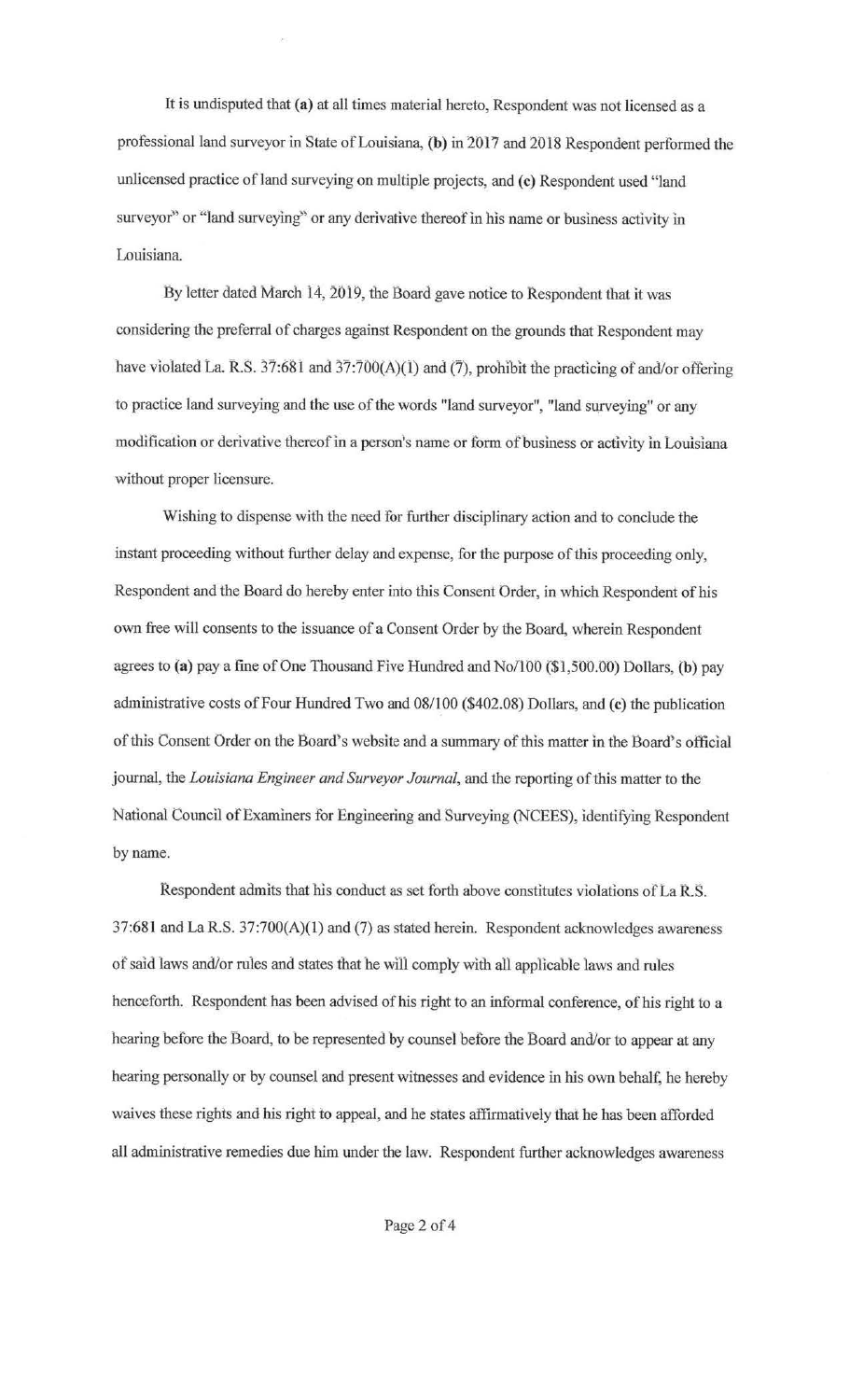It is undisputed that **(a)** at all times material hereto, Respondent was not licensed as a professional land surveyor in State of Louisiana, **(b)** in 2017 and 2018 Respondent performed the unlicensed practice of land surveying on multiple projects, and **(c)** Respondent used "land surveyor" or "land surveying" or any derivative thereof in his name or business activity in Louisiana.

By letter dated March 14, 2019, the Board gave notice to Respondent that it was considering the preferral of charges against Respondent on the grounds that Respondent may have violated La. R.S. 37:681 and 37:700(A)(1) and (7), prohibit the practicing of and/or offering to practice land surveying and the use of the words "land surveyor", "land surveying" or any modification or derivative thereof in a person's name or form of business or activity in Louisiana without proper licensure.

Wishing to dispense with the need for further disciplinary action and to conclude the instant proceeding without further delay and expense, for the purpose of this proceeding only, Respondent and the Board do hereby enter into this Consent Order, in which Respondent of his own free will consents to the issuance of a Consent Order by the Board, wherein Respondent agrees to **(a)** pay a fine of One Thousand Five Hundred and No/100 ($1,500.00) Dollars, **(b)** pay administrative costs of Four Hundred Two and 08/100 ($402.08) Dollars, and **(c)** the publication of this Consent Order on the Board's website and a summary of this matter in the Board's official journal, the *Louisiana Engineer and Surveyor Journal*, and the reporting of this matter to the National Council of Examiners for Engineering and Surveying (NCEES), identifying Respondent by name.

Respondent admits that his conduct as set forth above constitutes violations of La R.S. 37:681 and La R.S. 37:700(A)(1) and (7) as stated herein. Respondent acknowledges awareness of said laws and/or rules and states that he will comply with all applicable laws and rules henceforth. Respondent has been advised of his right to an informal conference, of his right to a hearing before the Board, to be represented by counsel before the Board and/or to appear at any hearing personally or by counsel and present witnesses and evidence in his own behalf, he hereby waives these rights and his right to appeal, and he states affirmatively that he has been afforded all administrative remedies due him under the law. Respondent further acknowledges awareness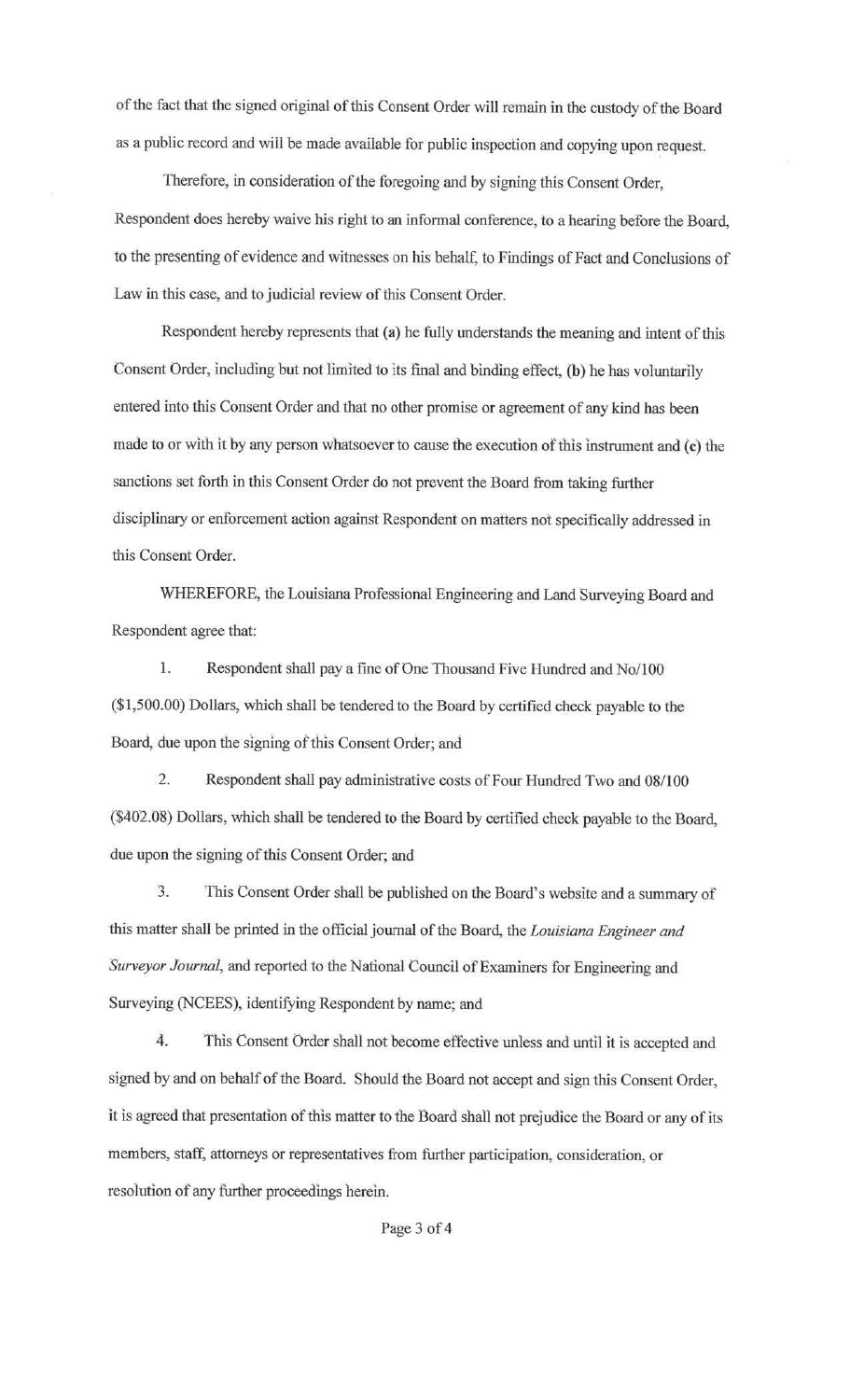of the fact that the signed original of this Consent Order will remain in the custody of the Board as a public record and will be made available for public inspection and copying upon request.

Therefore, in consideration of the foregoing and by signing this Consent Order, Respondent does hereby waive his right to an informal conference, to a hearing before the Board, to the presenting of evidence and witnesses on his behalf, to Findings of Fact and Conclusions of Law in this case, and to judicial review of this Consent Order.

Respondent hereby represents that (a) he fully understands the meaning and intent of this Consent Order, including but not limited to its final and binding effect, (b) he has voluntarily entered into this Consent Order and that no other promise or agreement of any kind has been made to or with it by any person whatsoever to cause the execution of this instrument and (c) the sanctions set forth in this Consent Order do not prevent the Board from taking further disciplinary or enforcement action against Respondent on matters not specifically addressed in this Consent Order.

WHEREFORE, the Louisiana Professional Engineering and Land Surveying Board and Respondent agree that:

1. Respondent shall pay a fine of One Thousand Five Hundred and No/100 ($1,500.00) Dollars, which shall be tendered to the Board by certified check payable to the Board, due upon the signing of this Consent Order; and

2. Respondent shall pay administrative costs of Four Hundred Two and 08/100 ($402.08) Dollars, which shall be tendered to the Board by certified check payable to the Board, due upon the signing of this Consent Order; and

3. This Consent Order shall be published on the Board's website and a summary of this matter shall be printed in the official journal of the Board, the *Louisiana Engineer and Surveyor Journal*, and reported to the National Council of Examiners for Engineering and Surveying (NCEES), identifying Respondent by name; and

4. This Consent Order shall not become effective unless and until it is accepted and signed by and on behalf of the Board. Should the Board not accept and sign this Consent Order, it is agreed that presentation of this matter to the Board shall not prejudice the Board or any of its members, staff, attorneys or representatives from further participation, consideration, or resolution of any further proceedings herein.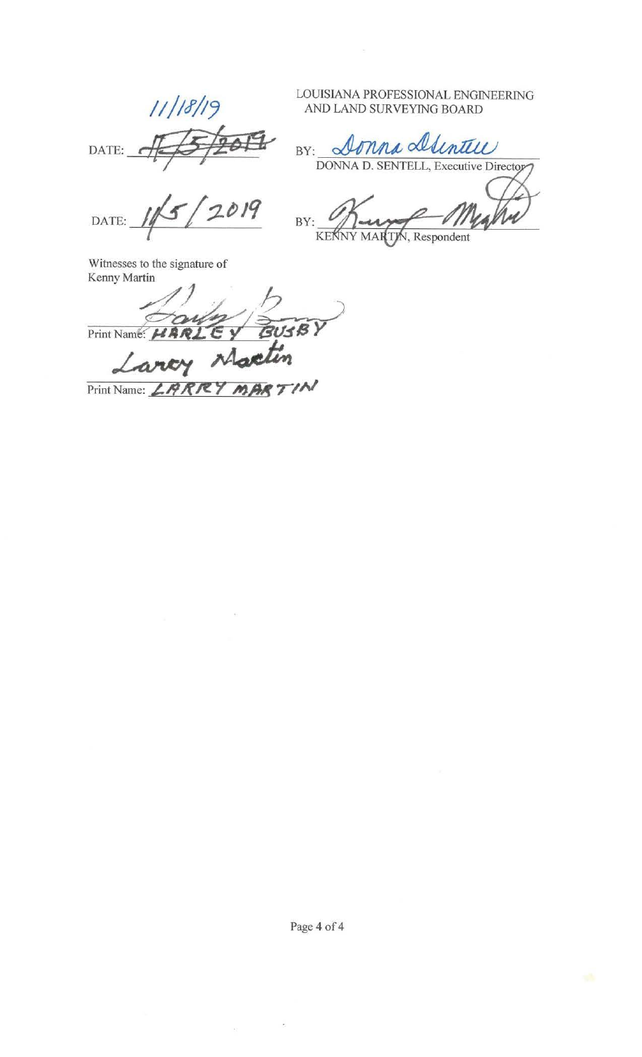LOUISIANA PROFESSIONAL ENGINEERING AND LAND SURVEYING BOARD

DATE: ~~11/5/2019~~ 11/18/19

BY: *Donna Sentell*
DONNA D. SENTELL, Executive Director

DATE: 11/5/2019

BY: *Kenny Martin*
KENNY MARTIN, Respondent

Witnesses to the signature of Kenny Martin

*Harley Busby*
Print Name: HARLEY BUSBY

*Larry Martin*
Print Name: LARRY MARTIN